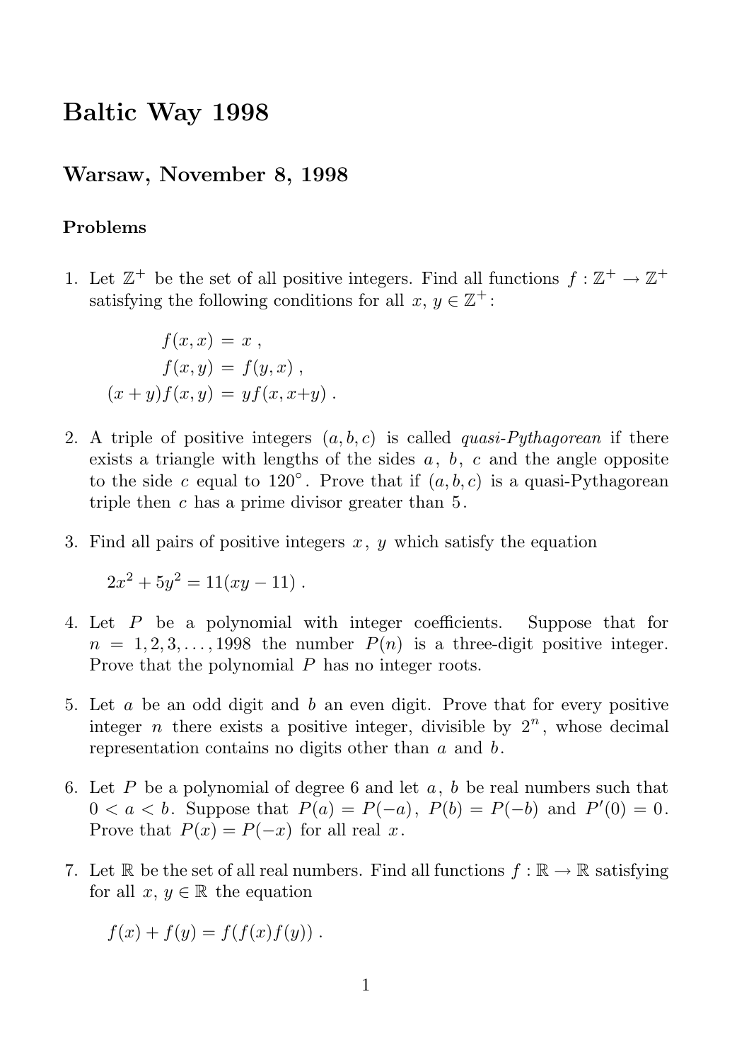# Baltic Way 1998

## Warsaw, November 8, 1998

### Problems

1. Let $\mathbb{Z}^+$ be the set of all positive integers. Find all functions $f : \mathbb{Z}^+ \to \mathbb{Z}^+$ satisfying the following conditions for all $x, y \in \mathbb{Z}^+$:

$$\begin{aligned} f(x,x) &= x , \\ f(x,y) &= f(y,x) , \\ (x+y)f(x,y) &= yf(x,x+y) . \end{aligned}$$

2. A triple of positive integers $(a, b, c)$ is called *quasi-Pythagorean* if there exists a triangle with lengths of the sides $a$, $b$, $c$ and the angle opposite to the side $c$ equal to $120^\circ$. Prove that if $(a, b, c)$ is a quasi-Pythagorean triple then $c$ has a prime divisor greater than $5$.

3. Find all pairs of positive integers $x$, $y$ which satisfy the equation

$$2x^2 + 5y^2 = 11(xy - 11) .$$

4. Let $P$ be a polynomial with integer coefficients. Suppose that for $n = 1, 2, 3, \ldots, 1998$ the number $P(n)$ is a three-digit positive integer. Prove that the polynomial $P$ has no integer roots.

5. Let $a$ be an odd digit and $b$ an even digit. Prove that for every positive integer $n$ there exists a positive integer, divisible by $2^n$, whose decimal representation contains no digits other than $a$ and $b$.

6. Let $P$ be a polynomial of degree 6 and let $a$, $b$ be real numbers such that $0 < a < b$. Suppose that $P(a) = P(-a)$, $P(b) = P(-b)$ and $P'(0) = 0$. Prove that $P(x) = P(-x)$ for all real $x$.

7. Let $\mathbb{R}$ be the set of all real numbers. Find all functions $f : \mathbb{R} \to \mathbb{R}$ satisfying for all $x, y \in \mathbb{R}$ the equation

$$f(x) + f(y) = f(f(x)f(y)) .$$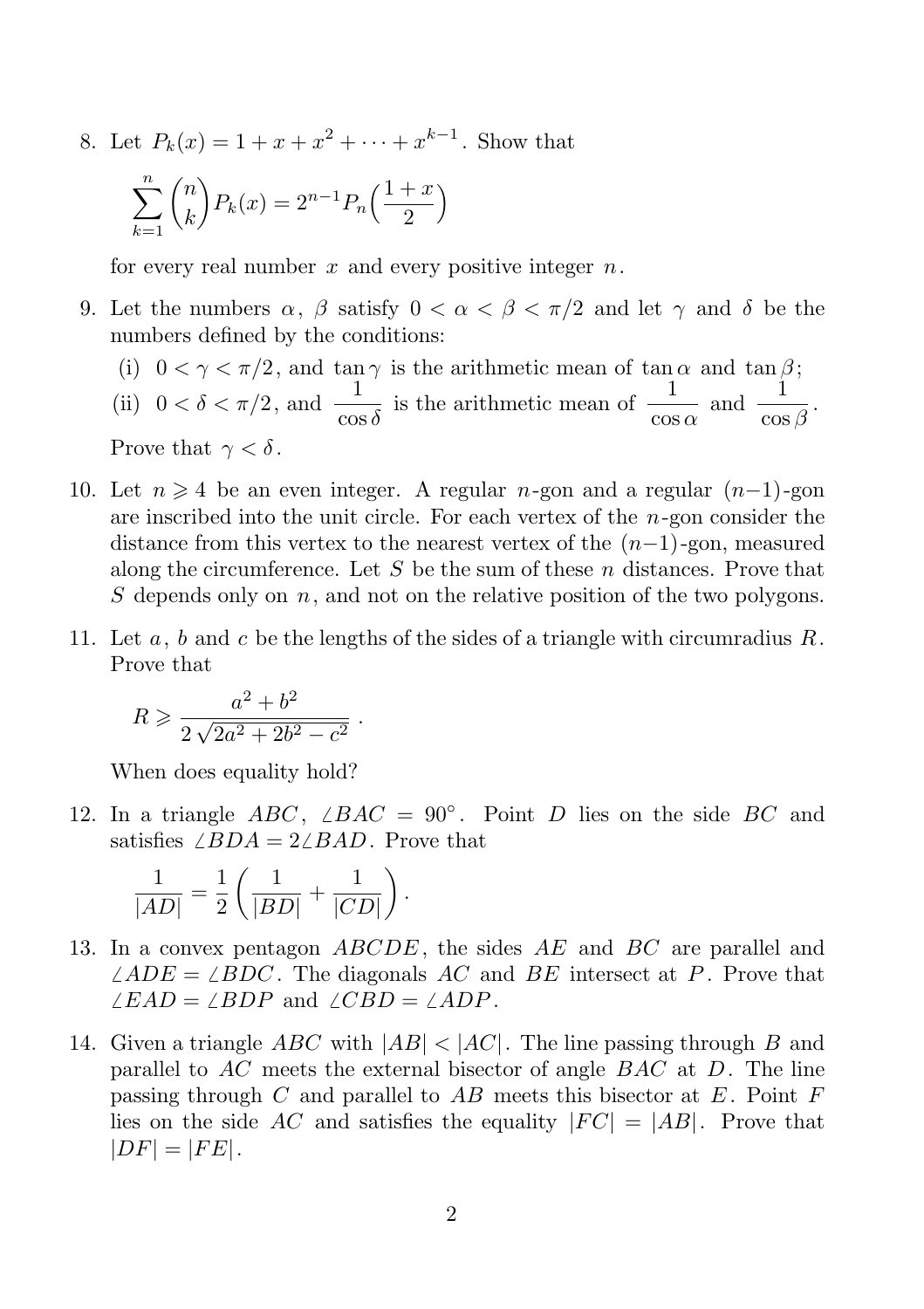8. Let $P_k(x) = 1 + x + x^2 + \cdots + x^{k-1}$. Show that

$$\sum_{k=1}^{n} \binom{n}{k} P_k(x) = 2^{n-1} P_n\Big(\frac{1+x}{2}\Big)$$

for every real number $x$ and every positive integer $n$.

9. Let the numbers $\alpha$, $\beta$ satisfy $0 < \alpha < \beta < \pi/2$ and let $\gamma$ and $\delta$ be the numbers defined by the conditions:

   (i) $0 < \gamma < \pi/2$, and $\tan\gamma$ is the arithmetic mean of $\tan\alpha$ and $\tan\beta$;

   (ii) $0 < \delta < \pi/2$, and $\dfrac{1}{\cos\delta}$ is the arithmetic mean of $\dfrac{1}{\cos\alpha}$ and $\dfrac{1}{\cos\beta}$.

   Prove that $\gamma < \delta$.

10. Let $n \geqslant 4$ be an even integer. A regular $n$-gon and a regular $(n-1)$-gon are inscribed into the unit circle. For each vertex of the $n$-gon consider the distance from this vertex to the nearest vertex of the $(n-1)$-gon, measured along the circumference. Let $S$ be the sum of these $n$ distances. Prove that $S$ depends only on $n$, and not on the relative position of the two polygons.

11. Let $a$, $b$ and $c$ be the lengths of the sides of a triangle with circumradius $R$. Prove that

$$R \geqslant \frac{a^2 + b^2}{2\sqrt{2a^2 + 2b^2 - c^2}}\,.$$

When does equality hold?

12. In a triangle $ABC$, $\angle BAC = 90^\circ$. Point $D$ lies on the side $BC$ and satisfies $\angle BDA = 2\angle BAD$. Prove that

$$\frac{1}{|AD|} = \frac{1}{2}\left(\frac{1}{|BD|} + \frac{1}{|CD|}\right).$$

13. In a convex pentagon $ABCDE$, the sides $AE$ and $BC$ are parallel and $\angle ADE = \angle BDC$. The diagonals $AC$ and $BE$ intersect at $P$. Prove that $\angle EAD = \angle BDP$ and $\angle CBD = \angle ADP$.

14. Given a triangle $ABC$ with $|AB| < |AC|$. The line passing through $B$ and parallel to $AC$ meets the external bisector of angle $BAC$ at $D$. The line passing through $C$ and parallel to $AB$ meets this bisector at $E$. Point $F$ lies on the side $AC$ and satisfies the equality $|FC| = |AB|$. Prove that $|DF| = |FE|$.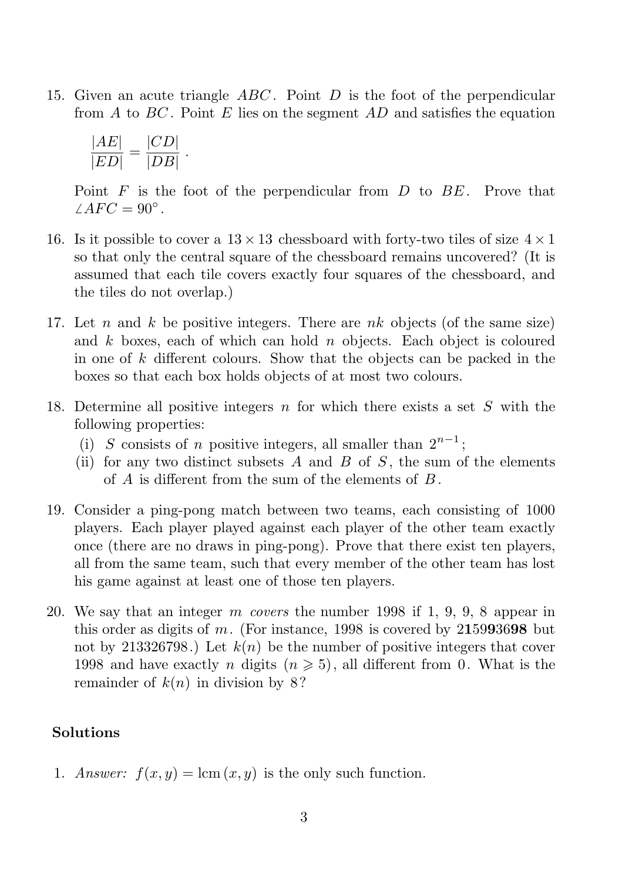15. Given an acute triangle $ABC$. Point $D$ is the foot of the perpendicular from $A$ to $BC$. Point $E$ lies on the segment $AD$ and satisfies the equation

    $$\frac{|AE|}{|ED|} = \frac{|CD|}{|DB|} .$$

    Point $F$ is the foot of the perpendicular from $D$ to $BE$. Prove that $\angle AFC = 90^\circ$.

16. Is it possible to cover a $13 \times 13$ chessboard with forty-two tiles of size $4 \times 1$ so that only the central square of the chessboard remains uncovered? (It is assumed that each tile covers exactly four squares of the chessboard, and the tiles do not overlap.)

17. Let $n$ and $k$ be positive integers. There are $nk$ objects (of the same size) and $k$ boxes, each of which can hold $n$ objects. Each object is coloured in one of $k$ different colours. Show that the objects can be packed in the boxes so that each box holds objects of at most two colours.

18. Determine all positive integers $n$ for which there exists a set $S$ with the following properties:
    (i) $S$ consists of $n$ positive integers, all smaller than $2^{n-1}$;
    (ii) for any two distinct subsets $A$ and $B$ of $S$, the sum of the elements of $A$ is different from the sum of the elements of $B$.

19. Consider a ping-pong match between two teams, each consisting of 1000 players. Each player played against each player of the other team exactly once (there are no draws in ping-pong). Prove that there exist ten players, all from the same team, such that every member of the other team has lost his game against at least one of those ten players.

20. We say that an integer $m$ *covers* the number 1998 if 1, 9, 9, 8 appear in this order as digits of $m$. (For instance, 1998 is covered by 2**1**59**9**36**98** but not by 213326798.) Let $k(n)$ be the number of positive integers that cover 1998 and have exactly $n$ digits ($n \geqslant 5$), all different from 0. What is the remainder of $k(n)$ in division by 8?

## Solutions

1. *Answer:* $f(x, y) = \operatorname{lcm}(x, y)$ is the only such function.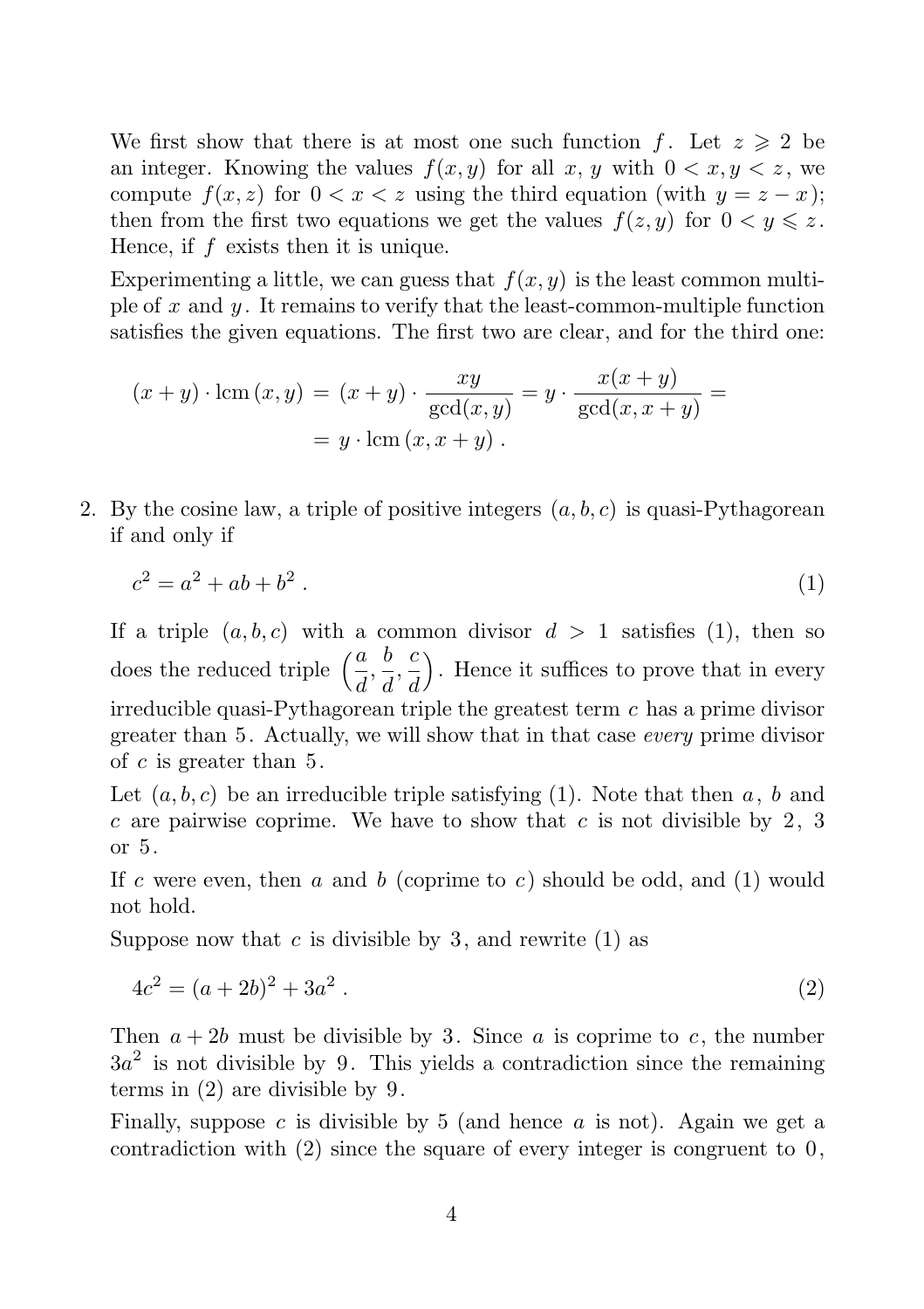We first show that there is at most one such function $f$. Let $z \geqslant 2$ be an integer. Knowing the values $f(x, y)$ for all $x$, $y$ with $0 < x, y < z$, we compute $f(x, z)$ for $0 < x < z$ using the third equation (with $y = z - x$); then from the first two equations we get the values $f(z, y)$ for $0 < y \leqslant z$. Hence, if $f$ exists then it is unique.

Experimenting a little, we can guess that $f(x, y)$ is the least common multiple of $x$ and $y$. It remains to verify that the least-common-multiple function satisfies the given equations. The first two are clear, and for the third one:

$$(x+y) \cdot \operatorname{lcm}(x, y) = (x+y) \cdot \frac{xy}{\gcd(x, y)} = y \cdot \frac{x(x+y)}{\gcd(x, x+y)} = \\ = y \cdot \operatorname{lcm}(x, x+y) .$$

2. By the cosine law, a triple of positive integers $(a, b, c)$ is quasi-Pythagorean if and only if

$$c^2 = a^2 + ab + b^2 . \tag{1}$$

If a triple $(a, b, c)$ with a common divisor $d > 1$ satisfies (1), then so does the reduced triple $\left(\frac{a}{d}, \frac{b}{d}, \frac{c}{d}\right)$. Hence it suffices to prove that in every irreducible quasi-Pythagorean triple the greatest term $c$ has a prime divisor greater than $5$. Actually, we will show that in that case *every* prime divisor of $c$ is greater than $5$.

Let $(a, b, c)$ be an irreducible triple satisfying (1). Note that then $a$, $b$ and $c$ are pairwise coprime. We have to show that $c$ is not divisible by $2$, $3$ or $5$.

If $c$ were even, then $a$ and $b$ (coprime to $c$) should be odd, and (1) would not hold.

Suppose now that $c$ is divisible by $3$, and rewrite (1) as

$$4c^2 = (a+2b)^2 + 3a^2 . \tag{2}$$

Then $a + 2b$ must be divisible by $3$. Since $a$ is coprime to $c$, the number $3a^2$ is not divisible by $9$. This yields a contradiction since the remaining terms in (2) are divisible by $9$.

Finally, suppose $c$ is divisible by 5 (and hence $a$ is not). Again we get a contradiction with (2) since the square of every integer is congruent to $0$,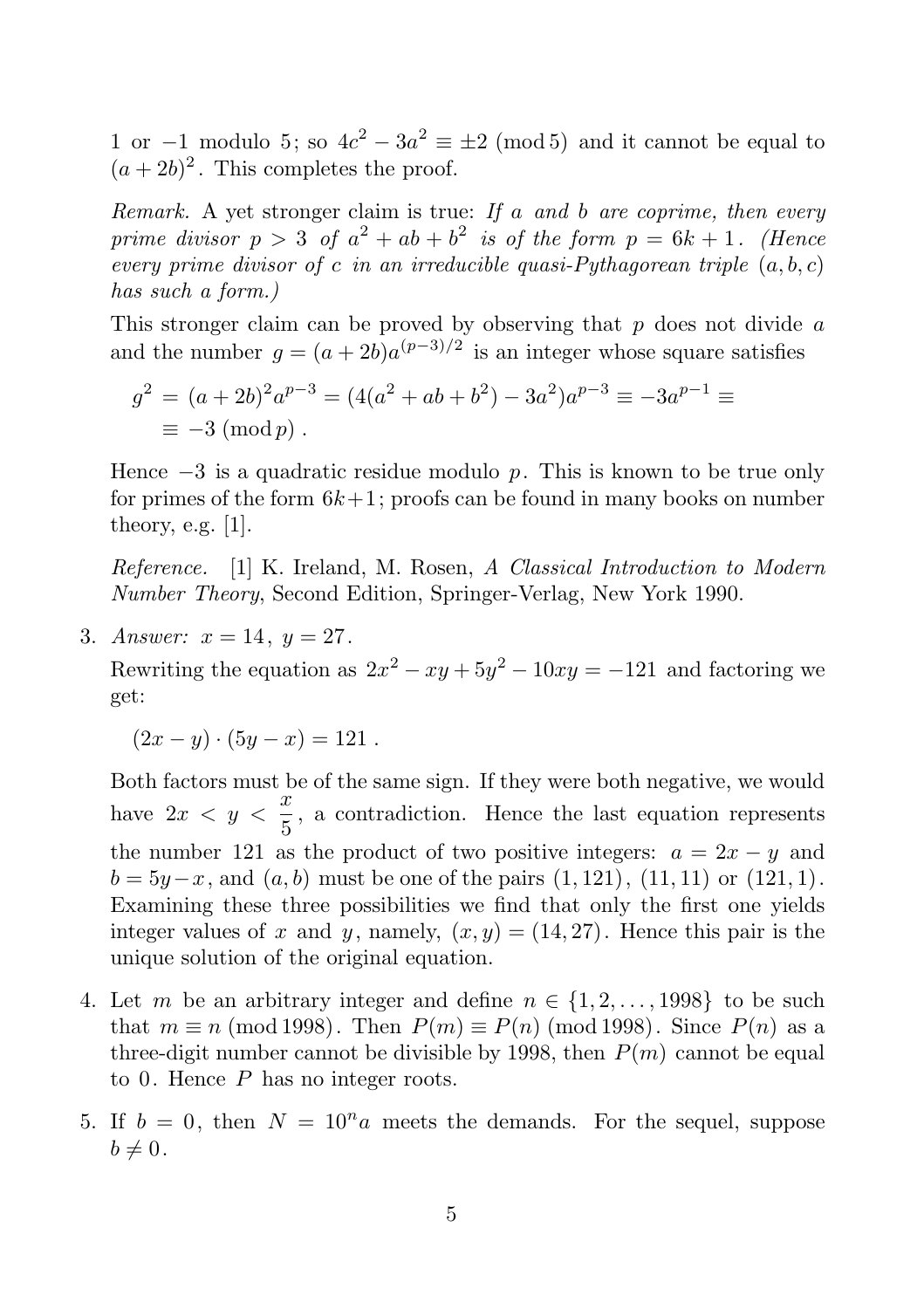1 or $-1$ modulo 5; so $4c^2 - 3a^2 \equiv \pm 2 \pmod 5$ and it cannot be equal to $(a+2b)^2$. This completes the proof.

*Remark.* A yet stronger claim is true: *If $a$ and $b$ are coprime, then every prime divisor $p > 3$ of $a^2 + ab + b^2$ is of the form $p = 6k+1$. (Hence every prime divisor of $c$ in an irreducible quasi-Pythagorean triple $(a, b, c)$ has such a form.)*

This stronger claim can be proved by observing that $p$ does not divide $a$ and the number $g = (a+2b)a^{(p-3)/2}$ is an integer whose square satisfies

$$g^2 = (a+2b)^2 a^{p-3} = (4(a^2+ab+b^2) - 3a^2)a^{p-3} \equiv -3a^{p-1} \equiv$$
$$\equiv -3 \pmod p .$$

Hence $-3$ is a quadratic residue modulo $p$. This is known to be true only for primes of the form $6k+1$; proofs can be found in many books on number theory, e.g. [1].

*Reference.* [1] K. Ireland, M. Rosen, *A Classical Introduction to Modern Number Theory*, Second Edition, Springer-Verlag, New York 1990.

3. *Answer:* $x = 14$, $y = 27$.

   Rewriting the equation as $2x^2 - xy + 5y^2 - 10xy = -121$ and factoring we get:

   $$(2x - y) \cdot (5y - x) = 121 .$$

   Both factors must be of the same sign. If they were both negative, we would have $2x < y < \dfrac{x}{5}$, a contradiction. Hence the last equation represents the number 121 as the product of two positive integers: $a = 2x - y$ and $b = 5y - x$, and $(a, b)$ must be one of the pairs $(1, 121)$, $(11, 11)$ or $(121, 1)$. Examining these three possibilities we find that only the first one yields integer values of $x$ and $y$, namely, $(x, y) = (14, 27)$. Hence this pair is the unique solution of the original equation.

4. Let $m$ be an arbitrary integer and define $n \in \{1, 2, \ldots, 1998\}$ to be such that $m \equiv n \pmod{1998}$. Then $P(m) \equiv P(n) \pmod{1998}$. Since $P(n)$ as a three-digit number cannot be divisible by 1998, then $P(m)$ cannot be equal to $0$. Hence $P$ has no integer roots.

5. If $b = 0$, then $N = 10^n a$ meets the demands. For the sequel, suppose $b \neq 0$.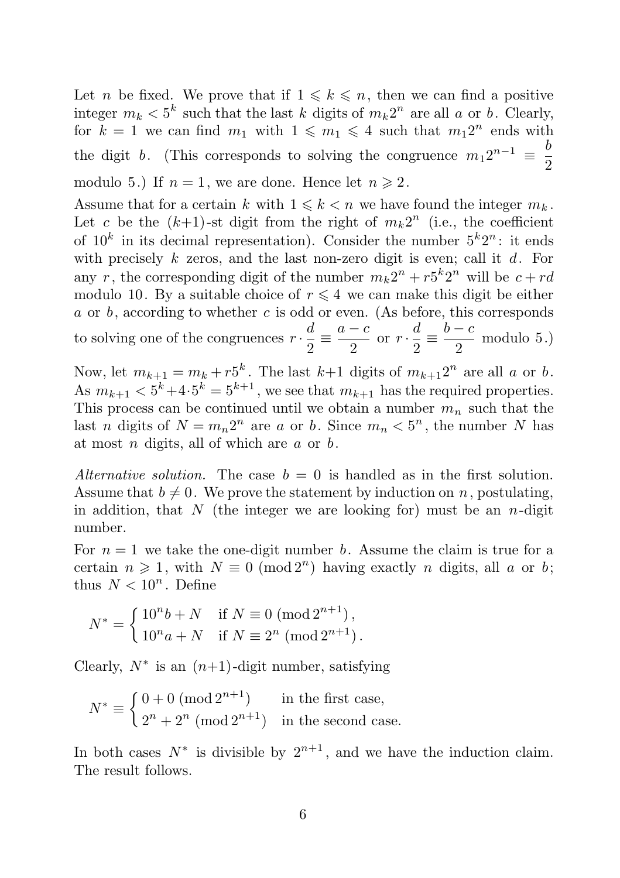Let $n$ be fixed. We prove that if $1 \leqslant k \leqslant n$, then we can find a positive integer $m_k < 5^k$ such that the last $k$ digits of $m_k 2^n$ are all $a$ or $b$. Clearly, for $k = 1$ we can find $m_1$ with $1 \leqslant m_1 \leqslant 4$ such that $m_1 2^n$ ends with the digit $b$. (This corresponds to solving the congruence $m_1 2^{n-1} \equiv \dfrac{b}{2}$ modulo 5.) If $n = 1$, we are done. Hence let $n \geqslant 2$.

Assume that for a certain $k$ with $1 \leqslant k < n$ we have found the integer $m_k$. Let $c$ be the $(k+1)$-st digit from the right of $m_k 2^n$ (i.e., the coefficient of $10^k$ in its decimal representation). Consider the number $5^k 2^n$: it ends with precisely $k$ zeros, and the last non-zero digit is even; call it $d$. For any $r$, the corresponding digit of the number $m_k 2^n + r 5^k 2^n$ will be $c + rd$ modulo 10. By a suitable choice of $r \leqslant 4$ we can make this digit be either $a$ or $b$, according to whether $c$ is odd or even. (As before, this corresponds to solving one of the congruences $r \cdot \dfrac{d}{2} \equiv \dfrac{a-c}{2}$ or $r \cdot \dfrac{d}{2} \equiv \dfrac{b-c}{2}$ modulo 5.)

Now, let $m_{k+1} = m_k + r 5^k$. The last $k+1$ digits of $m_{k+1} 2^n$ are all $a$ or $b$. As $m_{k+1} < 5^k + 4 \cdot 5^k = 5^{k+1}$, we see that $m_{k+1}$ has the required properties. This process can be continued until we obtain a number $m_n$ such that the last $n$ digits of $N = m_n 2^n$ are $a$ or $b$. Since $m_n < 5^n$, the number $N$ has at most $n$ digits, all of which are $a$ or $b$.

*Alternative solution.* The case $b = 0$ is handled as in the first solution. Assume that $b \neq 0$. We prove the statement by induction on $n$, postulating, in addition, that $N$ (the integer we are looking for) must be an $n$-digit number.

For $n = 1$ we take the one-digit number $b$. Assume the claim is true for a certain $n \geqslant 1$, with $N \equiv 0 \pmod{2^n}$ having exactly $n$ digits, all $a$ or $b$; thus $N < 10^n$. Define

$$N^* = \begin{cases} 10^n b + N & \text{if } N \equiv 0 \pmod{2^{n+1}}, \\ 10^n a + N & \text{if } N \equiv 2^n \pmod{2^{n+1}}. \end{cases}$$

Clearly, $N^*$ is an $(n+1)$-digit number, satisfying

$$N^* \equiv \begin{cases} 0 + 0 \pmod{2^{n+1}} & \text{in the first case,} \\ 2^n + 2^n \pmod{2^{n+1}} & \text{in the second case.} \end{cases}$$

In both cases $N^*$ is divisible by $2^{n+1}$, and we have the induction claim. The result follows.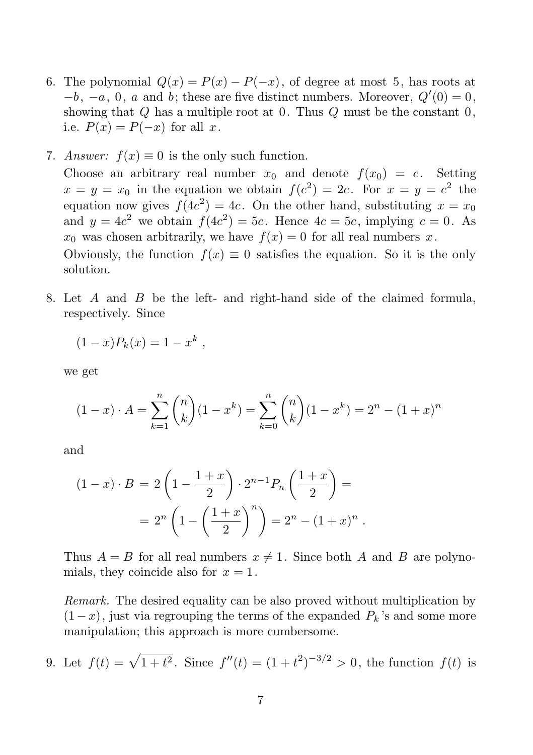6. The polynomial $Q(x) = P(x) - P(-x)$, of degree at most $5$, has roots at $-b$, $-a$, $0$, $a$ and $b$; these are five distinct numbers. Moreover, $Q'(0) = 0$, showing that $Q$ has a multiple root at $0$. Thus $Q$ must be the constant $0$, i.e. $P(x) = P(-x)$ for all $x$.

7. *Answer:* $f(x) \equiv 0$ is the only such function.

   Choose an arbitrary real number $x_0$ and denote $f(x_0) = c$. Setting $x = y = x_0$ in the equation we obtain $f(c^2) = 2c$. For $x = y = c^2$ the equation now gives $f(4c^2) = 4c$. On the other hand, substituting $x = x_0$ and $y = 4c^2$ we obtain $f(4c^2) = 5c$. Hence $4c = 5c$, implying $c = 0$. As $x_0$ was chosen arbitrarily, we have $f(x) = 0$ for all real numbers $x$.

   Obviously, the function $f(x) \equiv 0$ satisfies the equation. So it is the only solution.

8. Let $A$ and $B$ be the left- and right-hand side of the claimed formula, respectively. Since

   $$(1-x)P_k(x) = 1 - x^k \ ,$$

   we get

   $$(1-x) \cdot A = \sum_{k=1}^{n} \binom{n}{k}(1-x^k) = \sum_{k=0}^{n} \binom{n}{k}(1-x^k) = 2^n - (1+x)^n$$

   and

   $$\begin{aligned}(1-x) \cdot B &= 2\left(1 - \frac{1+x}{2}\right) \cdot 2^{n-1} P_n\left(\frac{1+x}{2}\right) = \\ &= 2^n \left(1 - \left(\frac{1+x}{2}\right)^n\right) = 2^n - (1+x)^n \ .\end{aligned}$$

   Thus $A = B$ for all real numbers $x \neq 1$. Since both $A$ and $B$ are polynomials, they coincide also for $x = 1$.

   *Remark.* The desired equality can be also proved without multiplication by $(1-x)$, just via regrouping the terms of the expanded $P_k$'s and some more manipulation; this approach is more cumbersome.

9. Let $f(t) = \sqrt{1+t^2}$. Since $f''(t) = (1+t^2)^{-3/2} > 0$, the function $f(t)$ is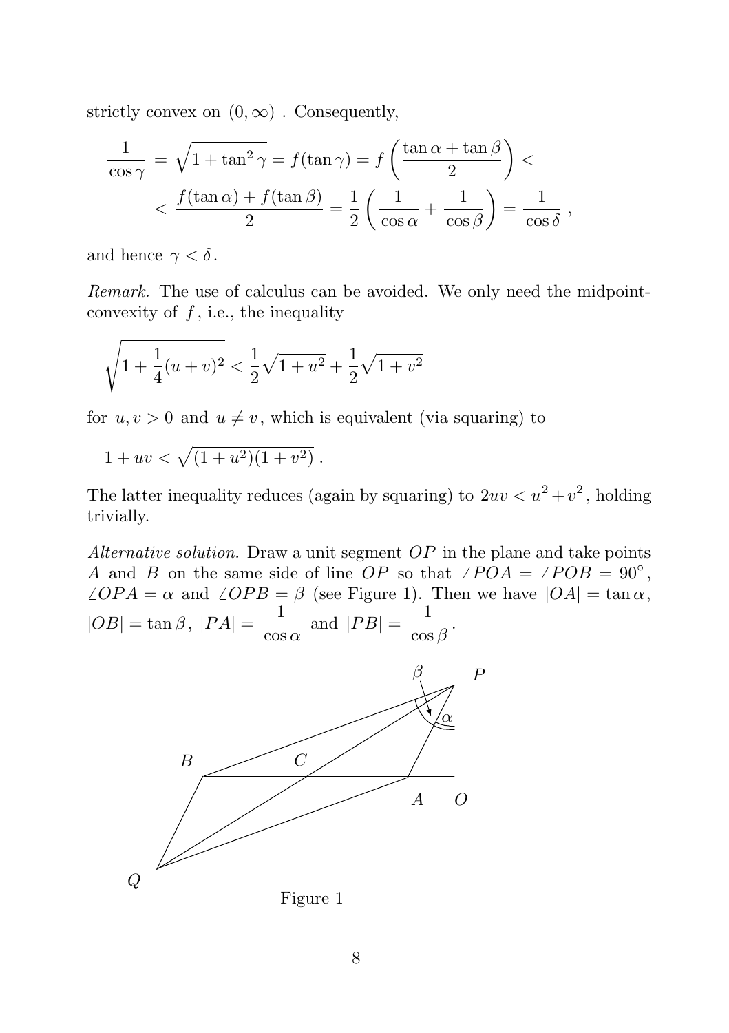strictly convex on $(0, \infty)$ . Consequently,

$$\frac{1}{\cos\gamma} = \sqrt{1+\tan^2\gamma} = f(\tan\gamma) = f\left(\frac{\tan\alpha + \tan\beta}{2}\right) <$$

$$< \frac{f(\tan\alpha) + f(\tan\beta)}{2} = \frac{1}{2}\left(\frac{1}{\cos\alpha} + \frac{1}{\cos\beta}\right) = \frac{1}{\cos\delta} \ ,$$

and hence $\gamma < \delta$.

*Remark.* The use of calculus can be avoided. We only need the midpoint-convexity of $f$, i.e., the inequality

$$\sqrt{1+\frac{1}{4}(u+v)^2} < \frac{1}{2}\sqrt{1+u^2} + \frac{1}{2}\sqrt{1+v^2}$$

for $u, v > 0$ and $u \neq v$, which is equivalent (via squaring) to

$$1 + uv < \sqrt{(1+u^2)(1+v^2)} \ .$$

The latter inequality reduces (again by squaring) to $2uv < u^2 + v^2$, holding trivially.

*Alternative solution.* Draw a unit segment $OP$ in the plane and take points $A$ and $B$ on the same side of line $OP$ so that $\angle POA = \angle POB = 90^\circ$, $\angle OPA = \alpha$ and $\angle OPB = \beta$ (see Figure 1). Then we have $|OA| = \tan\alpha$, $|OB| = \tan\beta$, $|PA| = \dfrac{1}{\cos\alpha}$ and $|PB| = \dfrac{1}{\cos\beta}$.

Figure 1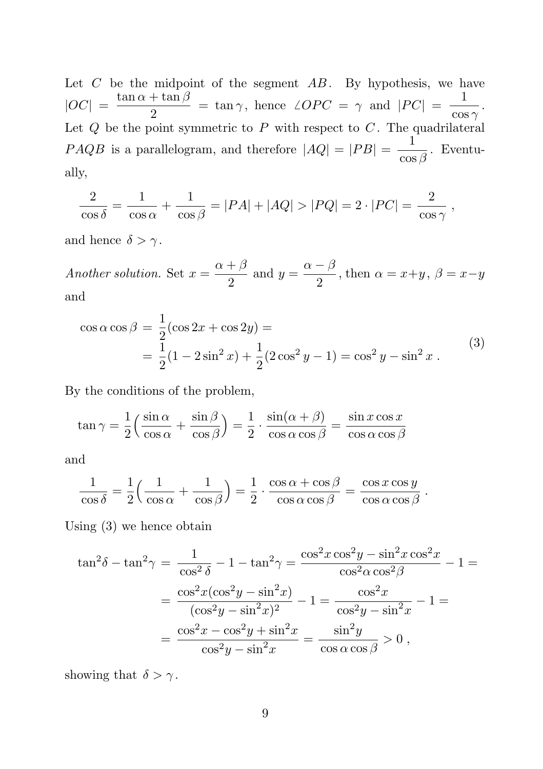Let $C$ be the midpoint of the segment $AB$. By hypothesis, we have $|OC| = \dfrac{\tan\alpha + \tan\beta}{2} = \tan\gamma$, hence $\angle OPC = \gamma$ and $|PC| = \dfrac{1}{\cos\gamma}$. Let $Q$ be the point symmetric to $P$ with respect to $C$. The quadrilateral $PAQB$ is a parallelogram, and therefore $|AQ| = |PB| = \dfrac{1}{\cos\beta}$. Eventually,

$$\frac{2}{\cos\delta} = \frac{1}{\cos\alpha} + \frac{1}{\cos\beta} = |PA| + |AQ| > |PQ| = 2\cdot|PC| = \frac{2}{\cos\gamma}\ ,$$

and hence $\delta > \gamma$.

*Another solution.* Set $x = \dfrac{\alpha+\beta}{2}$ and $y = \dfrac{\alpha-\beta}{2}$, then $\alpha = x+y$, $\beta = x-y$ and

$$\begin{aligned}\cos\alpha\cos\beta &= \frac{1}{2}(\cos 2x + \cos 2y) = \\ &= \frac{1}{2}(1 - 2\sin^2 x) + \frac{1}{2}(2\cos^2 y - 1) = \cos^2 y - \sin^2 x\ .\end{aligned} \tag{3}$$

By the conditions of the problem,

$$\tan\gamma = \frac{1}{2}\Big(\frac{\sin\alpha}{\cos\alpha} + \frac{\sin\beta}{\cos\beta}\Big) = \frac{1}{2}\cdot\frac{\sin(\alpha+\beta)}{\cos\alpha\cos\beta} = \frac{\sin x\cos x}{\cos\alpha\cos\beta}$$

and

$$\frac{1}{\cos\delta} = \frac{1}{2}\Big(\frac{1}{\cos\alpha} + \frac{1}{\cos\beta}\Big) = \frac{1}{2}\cdot\frac{\cos\alpha + \cos\beta}{\cos\alpha\cos\beta} = \frac{\cos x\cos y}{\cos\alpha\cos\beta}\ .$$

Using (3) we hence obtain

$$\begin{aligned}\tan^2\delta - \tan^2\gamma &= \frac{1}{\cos^2\delta} - 1 - \tan^2\gamma = \frac{\cos^2 x\cos^2 y - \sin^2 x\cos^2 x}{\cos^2\alpha\cos^2\beta} - 1 = \\ &= \frac{\cos^2 x(\cos^2 y - \sin^2 x)}{(\cos^2 y - \sin^2 x)^2} - 1 = \frac{\cos^2 x}{\cos^2 y - \sin^2 x} - 1 = \\ &= \frac{\cos^2 x - \cos^2 y + \sin^2 x}{\cos^2 y - \sin^2 x} = \frac{\sin^2 y}{\cos\alpha\cos\beta} > 0\ ,\end{aligned}$$

showing that $\delta > \gamma$.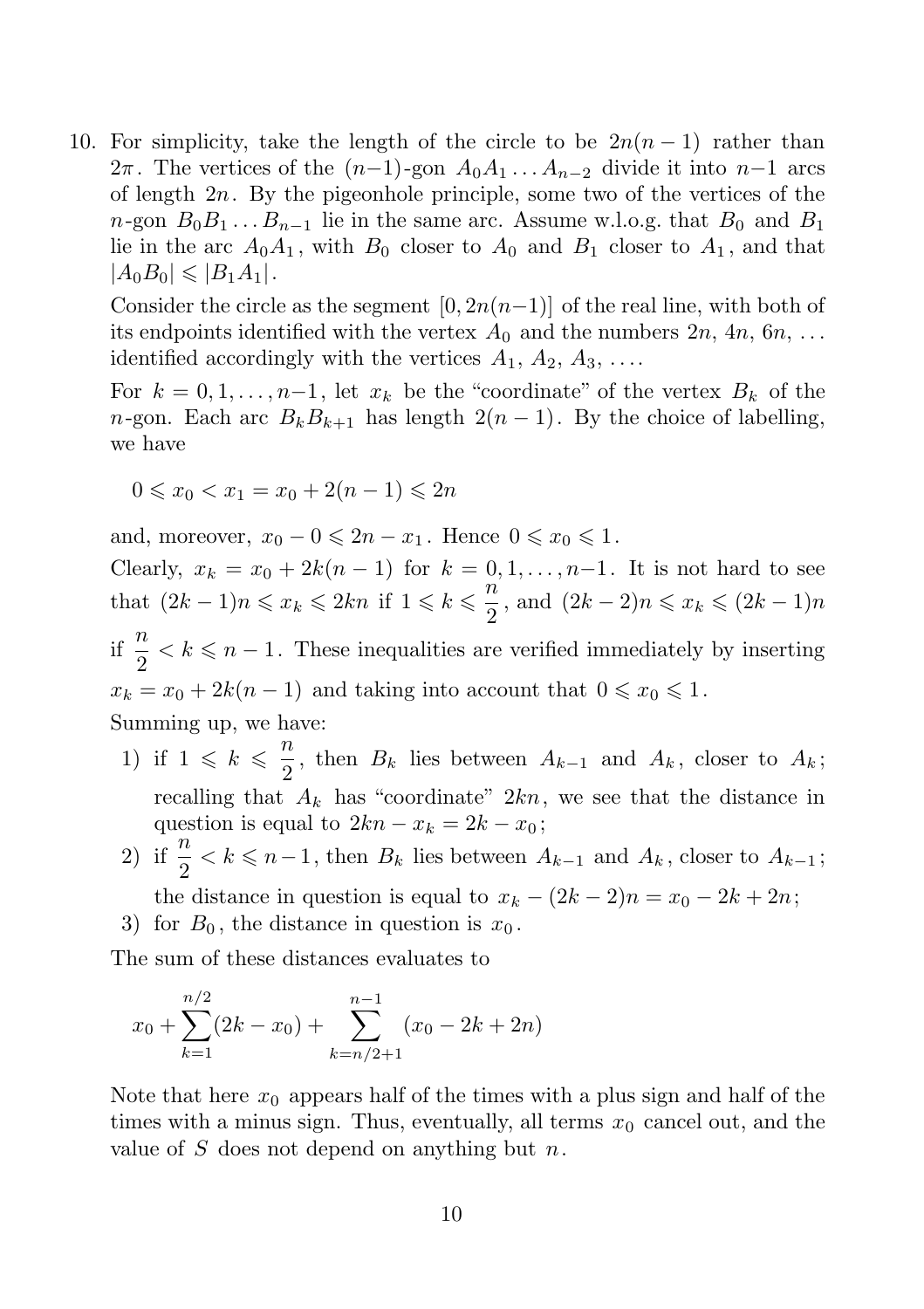10. For simplicity, take the length of the circle to be $2n(n-1)$ rather than $2\pi$. The vertices of the $(n-1)$-gon $A_0A_1\dots A_{n-2}$ divide it into $n-1$ arcs of length $2n$. By the pigeonhole principle, some two of the vertices of the $n$-gon $B_0B_1\dots B_{n-1}$ lie in the same arc. Assume w.l.o.g. that $B_0$ and $B_1$ lie in the arc $A_0A_1$, with $B_0$ closer to $A_0$ and $B_1$ closer to $A_1$, and that $|A_0B_0| \leqslant |B_1A_1|$.

Consider the circle as the segment $[0, 2n(n-1)]$ of the real line, with both of its endpoints identified with the vertex $A_0$ and the numbers $2n$, $4n$, $6n$, $\dots$ identified accordingly with the vertices $A_1$, $A_2$, $A_3$, $\dots$.

For $k = 0, 1, \dots, n-1$, let $x_k$ be the "coordinate" of the vertex $B_k$ of the $n$-gon. Each arc $B_kB_{k+1}$ has length $2(n-1)$. By the choice of labelling, we have

$$0 \leqslant x_0 < x_1 = x_0 + 2(n-1) \leqslant 2n$$

and, moreover, $x_0 - 0 \leqslant 2n - x_1$. Hence $0 \leqslant x_0 \leqslant 1$.

Clearly, $x_k = x_0 + 2k(n-1)$ for $k = 0, 1, \dots, n-1$. It is not hard to see that $(2k-1)n \leqslant x_k \leqslant 2kn$ if $1 \leqslant k \leqslant \frac{n}{2}$, and $(2k-2)n \leqslant x_k \leqslant (2k-1)n$ if $\frac{n}{2} < k \leqslant n-1$. These inequalities are verified immediately by inserting $x_k = x_0 + 2k(n-1)$ and taking into account that $0 \leqslant x_0 \leqslant 1$.

Summing up, we have:

1) if $1 \leqslant k \leqslant \frac{n}{2}$, then $B_k$ lies between $A_{k-1}$ and $A_k$, closer to $A_k$; recalling that $A_k$ has "coordinate" $2kn$, we see that the distance in question is equal to $2kn - x_k = 2k - x_0$;
2) if $\frac{n}{2} < k \leqslant n-1$, then $B_k$ lies between $A_{k-1}$ and $A_k$, closer to $A_{k-1}$; the distance in question is equal to $x_k - (2k-2)n = x_0 - 2k + 2n$;
3) for $B_0$, the distance in question is $x_0$.

The sum of these distances evaluates to

$$x_0 + \sum_{k=1}^{n/2}(2k - x_0) + \sum_{k=n/2+1}^{n-1}(x_0 - 2k + 2n)$$

Note that here $x_0$ appears half of the times with a plus sign and half of the times with a minus sign. Thus, eventually, all terms $x_0$ cancel out, and the value of $S$ does not depend on anything but $n$.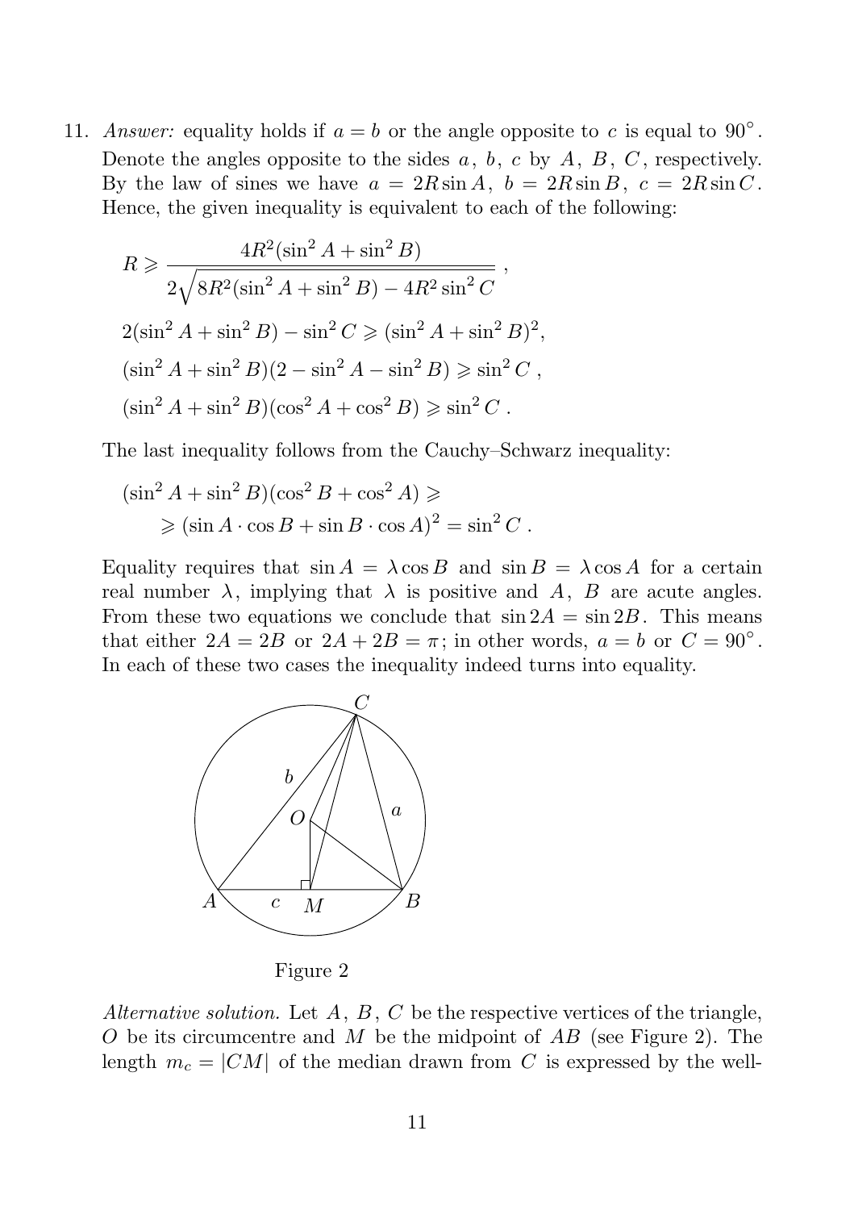11. *Answer:* equality holds if $a = b$ or the angle opposite to $c$ is equal to $90^\circ$. Denote the angles opposite to the sides $a$, $b$, $c$ by $A$, $B$, $C$, respectively. By the law of sines we have $a = 2R\sin A$, $b = 2R\sin B$, $c = 2R\sin C$. Hence, the given inequality is equivalent to each of the following:

$$R \geqslant \frac{4R^2(\sin^2 A + \sin^2 B)}{2\sqrt{8R^2(\sin^2 A + \sin^2 B) - 4R^2\sin^2 C}},$$

$$2(\sin^2 A + \sin^2 B) - \sin^2 C \geqslant (\sin^2 A + \sin^2 B)^2,$$

$$(\sin^2 A + \sin^2 B)(2 - \sin^2 A - \sin^2 B) \geqslant \sin^2 C,$$

$$(\sin^2 A + \sin^2 B)(\cos^2 A + \cos^2 B) \geqslant \sin^2 C.$$

The last inequality follows from the Cauchy–Schwarz inequality:

$$(\sin^2 A + \sin^2 B)(\cos^2 B + \cos^2 A) \geqslant$$
$$\geqslant (\sin A \cdot \cos B + \sin B \cdot \cos A)^2 = \sin^2 C.$$

Equality requires that $\sin A = \lambda \cos B$ and $\sin B = \lambda \cos A$ for a certain real number $\lambda$, implying that $\lambda$ is positive and $A$, $B$ are acute angles. From these two equations we conclude that $\sin 2A = \sin 2B$. This means that either $2A = 2B$ or $2A + 2B = \pi$; in other words, $a = b$ or $C = 90^\circ$. In each of these two cases the inequality indeed turns into equality.

Figure 2

*Alternative solution.* Let $A$, $B$, $C$ be the respective vertices of the triangle, $O$ be its circumcentre and $M$ be the midpoint of $AB$ (see Figure 2). The length $m_c = |CM|$ of the median drawn from $C$ is expressed by the well-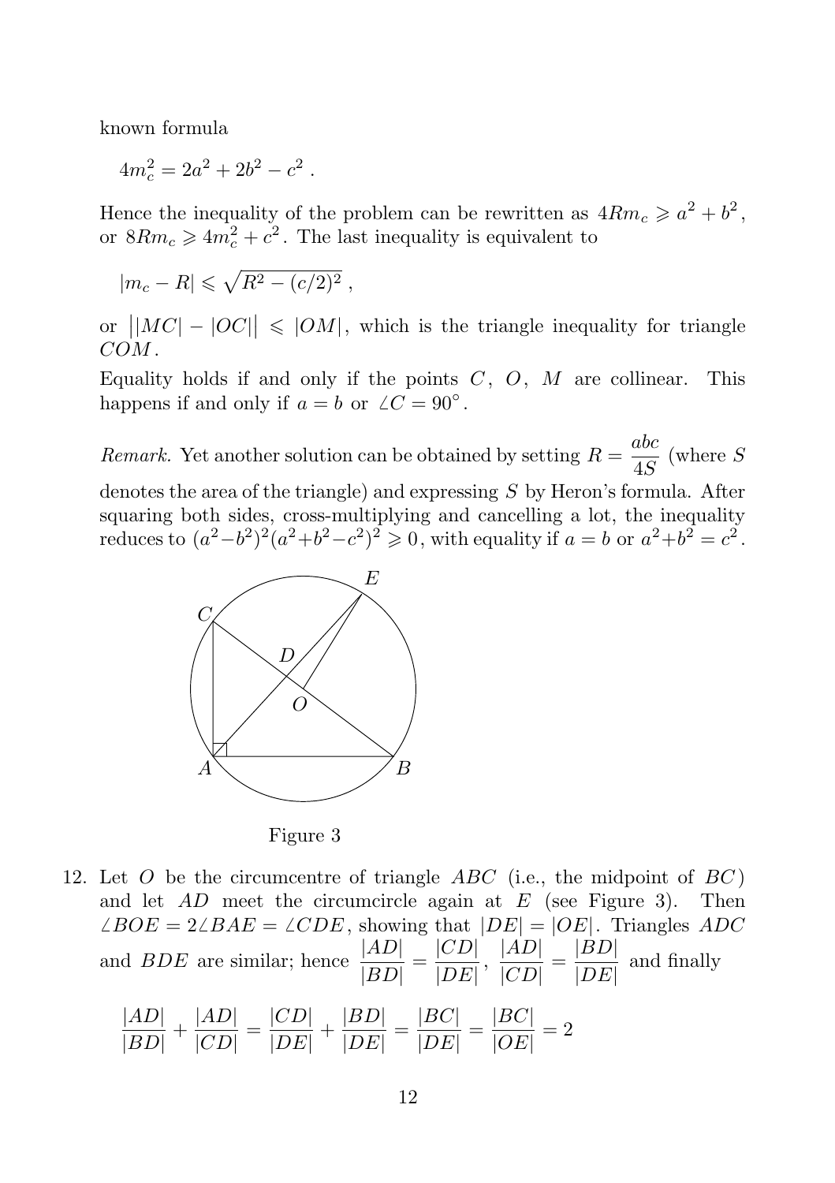known formula

$$4m_c^2 = 2a^2 + 2b^2 - c^2 .$$

Hence the inequality of the problem can be rewritten as $4Rm_c \geqslant a^2 + b^2$, or $8Rm_c \geqslant 4m_c^2 + c^2$. The last inequality is equivalent to

$$|m_c - R| \leqslant \sqrt{R^2 - (c/2)^2} ,$$

or $\big||MC| - |OC|\big| \leqslant |OM|$, which is the triangle inequality for triangle $COM$.

Equality holds if and only if the points $C$, $O$, $M$ are collinear. This happens if and only if $a = b$ or $\angle C = 90^\circ$.

*Remark.* Yet another solution can be obtained by setting $R = \dfrac{abc}{4S}$ (where $S$ denotes the area of the triangle) and expressing $S$ by Heron's formula. After squaring both sides, cross-multiplying and cancelling a lot, the inequality reduces to $(a^2-b^2)^2(a^2+b^2-c^2)^2 \geqslant 0$, with equality if $a = b$ or $a^2+b^2 = c^2$.

Figure 3

12. Let $O$ be the circumcentre of triangle $ABC$ (i.e., the midpoint of $BC$) and let $AD$ meet the circumcircle again at $E$ (see Figure 3). Then $\angle BOE = 2\angle BAE = \angle CDE$, showing that $|DE| = |OE|$. Triangles $ADC$ and $BDE$ are similar; hence $\dfrac{|AD|}{|BD|} = \dfrac{|CD|}{|DE|}$, $\dfrac{|AD|}{|CD|} = \dfrac{|BD|}{|DE|}$ and finally

$$\frac{|AD|}{|BD|} + \frac{|AD|}{|CD|} = \frac{|CD|}{|DE|} + \frac{|BD|}{|DE|} = \frac{|BC|}{|DE|} = \frac{|BC|}{|OE|} = 2$$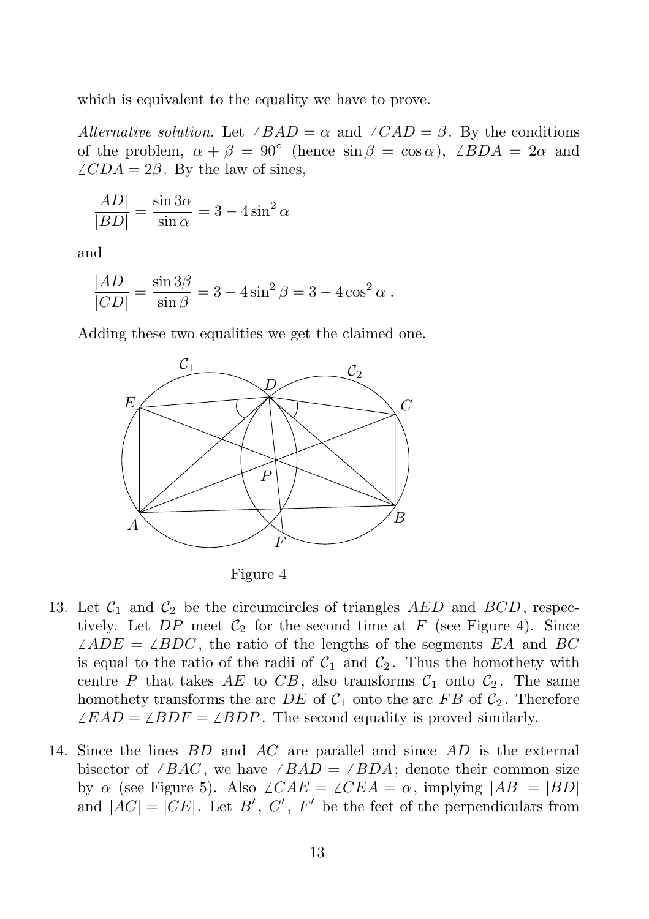which is equivalent to the equality we have to prove.

*Alternative solution.* Let $\angle BAD = \alpha$ and $\angle CAD = \beta$. By the conditions of the problem, $\alpha + \beta = 90^\circ$ (hence $\sin\beta = \cos\alpha$), $\angle BDA = 2\alpha$ and $\angle CDA = 2\beta$. By the law of sines,

$$\frac{|AD|}{|BD|} = \frac{\sin 3\alpha}{\sin\alpha} = 3 - 4\sin^2\alpha$$

and

$$\frac{|AD|}{|CD|} = \frac{\sin 3\beta}{\sin\beta} = 3 - 4\sin^2\beta = 3 - 4\cos^2\alpha\ .$$

Adding these two equalities we get the claimed one.

Figure 4

13. Let $\mathcal{C}_1$ and $\mathcal{C}_2$ be the circumcircles of triangles $AED$ and $BCD$, respectively. Let $DP$ meet $\mathcal{C}_2$ for the second time at $F$ (see Figure 4). Since $\angle ADE = \angle BDC$, the ratio of the lengths of the segments $EA$ and $BC$ is equal to the ratio of the radii of $\mathcal{C}_1$ and $\mathcal{C}_2$. Thus the homothety with centre $P$ that takes $AE$ to $CB$, also transforms $\mathcal{C}_1$ onto $\mathcal{C}_2$. The same homothety transforms the arc $DE$ of $\mathcal{C}_1$ onto the arc $FB$ of $\mathcal{C}_2$. Therefore $\angle EAD = \angle BDF = \angle BDP$. The second equality is proved similarly.

14. Since the lines $BD$ and $AC$ are parallel and since $AD$ is the external bisector of $\angle BAC$, we have $\angle BAD = \angle BDA$; denote their common size by $\alpha$ (see Figure 5). Also $\angle CAE = \angle CEA = \alpha$, implying $|AB| = |BD|$ and $|AC| = |CE|$. Let $B'$, $C'$, $F'$ be the feet of the perpendiculars from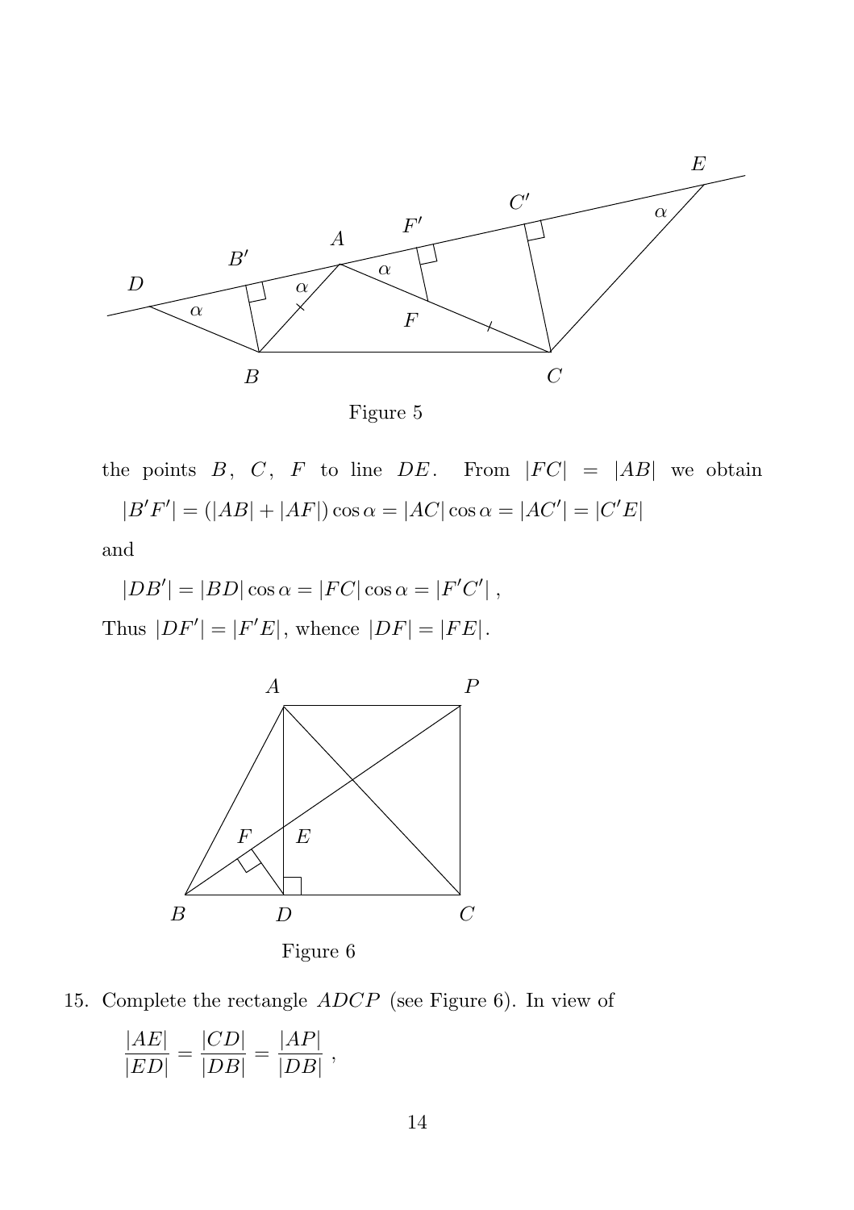Figure 5

the points $B$, $C$, $F$ to line $DE$. From $|FC| = |AB|$ we obtain

$$|B'F'| = (|AB| + |AF|)\cos\alpha = |AC|\cos\alpha = |AC'| = |C'E|$$

and

$$|DB'| = |BD|\cos\alpha = |FC|\cos\alpha = |F'C'|\,,$$

Thus $|DF'| = |F'E|$, whence $|DF| = |FE|$.

Figure 6

15. Complete the rectangle $ADCP$ (see Figure 6). In view of

$$\frac{|AE|}{|ED|} = \frac{|CD|}{|DB|} = \frac{|AP|}{|DB|}\,,$$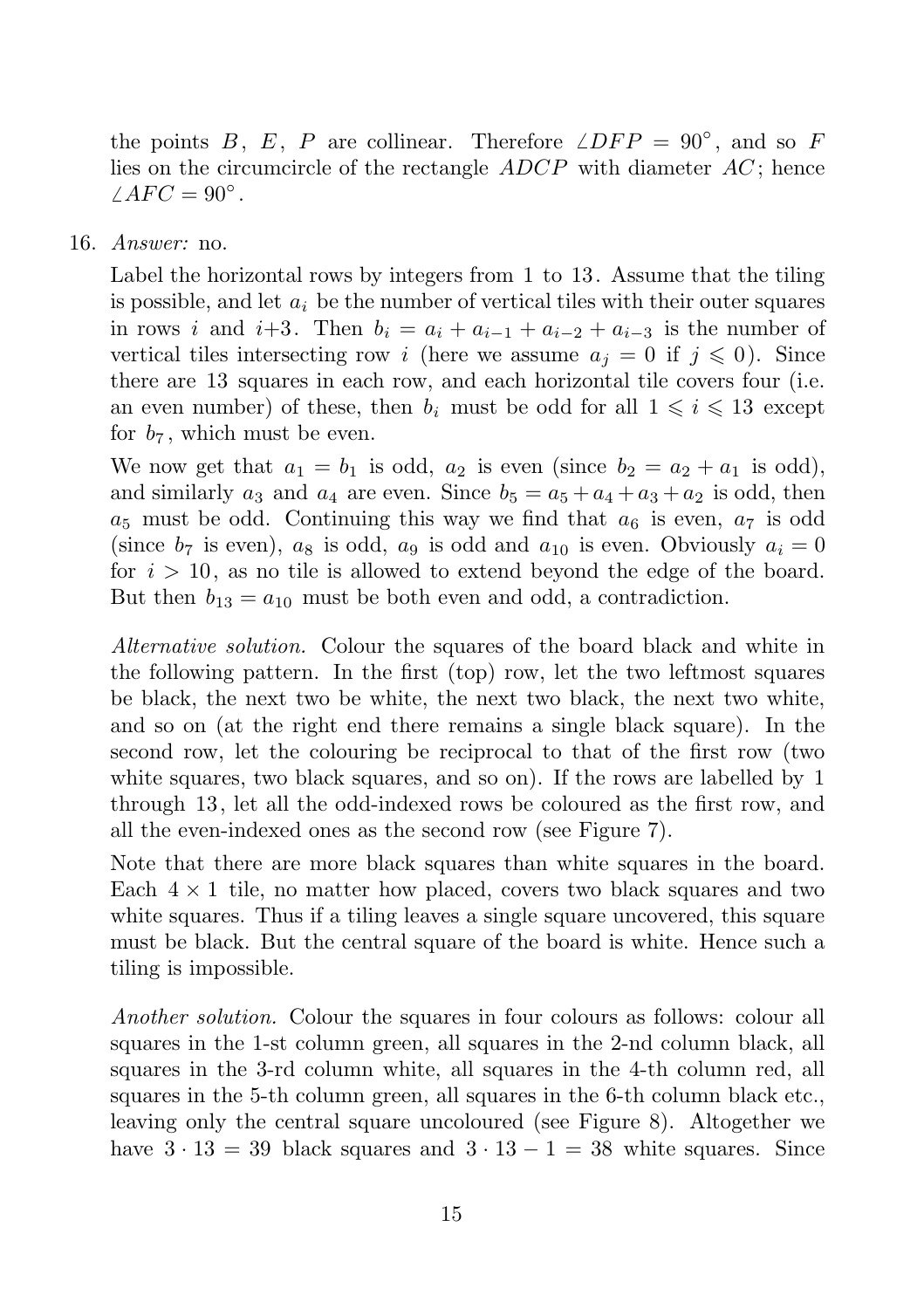the points $B$, $E$, $P$ are collinear. Therefore $\angle DFP = 90^\circ$, and so $F$ lies on the circumcircle of the rectangle $ADCP$ with diameter $AC$; hence $\angle AFC = 90^\circ$.

16. *Answer:* no.

Label the horizontal rows by integers from 1 to 13. Assume that the tiling is possible, and let $a_i$ be the number of vertical tiles with their outer squares in rows $i$ and $i+3$. Then $b_i = a_i + a_{i-1} + a_{i-2} + a_{i-3}$ is the number of vertical tiles intersecting row $i$ (here we assume $a_j = 0$ if $j \leqslant 0$). Since there are 13 squares in each row, and each horizontal tile covers four (i.e. an even number) of these, then $b_i$ must be odd for all $1 \leqslant i \leqslant 13$ except for $b_7$, which must be even.

We now get that $a_1 = b_1$ is odd, $a_2$ is even (since $b_2 = a_2 + a_1$ is odd), and similarly $a_3$ and $a_4$ are even. Since $b_5 = a_5 + a_4 + a_3 + a_2$ is odd, then $a_5$ must be odd. Continuing this way we find that $a_6$ is even, $a_7$ is odd (since $b_7$ is even), $a_8$ is odd, $a_9$ is odd and $a_{10}$ is even. Obviously $a_i = 0$ for $i > 10$, as no tile is allowed to extend beyond the edge of the board. But then $b_{13} = a_{10}$ must be both even and odd, a contradiction.

*Alternative solution.* Colour the squares of the board black and white in the following pattern. In the first (top) row, let the two leftmost squares be black, the next two be white, the next two black, the next two white, and so on (at the right end there remains a single black square). In the second row, let the colouring be reciprocal to that of the first row (two white squares, two black squares, and so on). If the rows are labelled by 1 through 13, let all the odd-indexed rows be coloured as the first row, and all the even-indexed ones as the second row (see Figure 7).

Note that there are more black squares than white squares in the board. Each $4 \times 1$ tile, no matter how placed, covers two black squares and two white squares. Thus if a tiling leaves a single square uncovered, this square must be black. But the central square of the board is white. Hence such a tiling is impossible.

*Another solution.* Colour the squares in four colours as follows: colour all squares in the 1-st column green, all squares in the 2-nd column black, all squares in the 3-rd column white, all squares in the 4-th column red, all squares in the 5-th column green, all squares in the 6-th column black etc., leaving only the central square uncoloured (see Figure 8). Altogether we have $3 \cdot 13 = 39$ black squares and $3 \cdot 13 - 1 = 38$ white squares. Since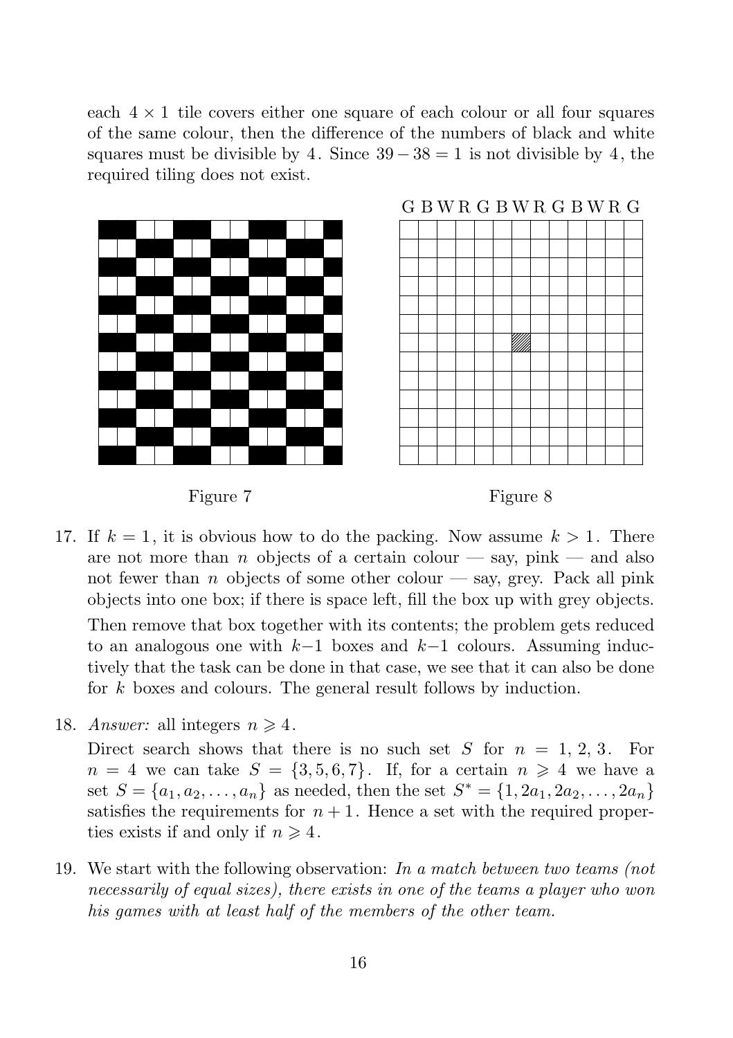each $4 \times 1$ tile covers either one square of each colour or all four squares of the same colour, then the difference of the numbers of black and white squares must be divisible by 4. Since $39 - 38 = 1$ is not divisible by 4, the required tiling does not exist.

G B W R G B W R G B W R G

Figure 7

Figure 8

17. If $k = 1$, it is obvious how to do the packing. Now assume $k > 1$. There are not more than $n$ objects of a certain colour — say, pink — and also not fewer than $n$ objects of some other colour — say, grey. Pack all pink objects into one box; if there is space left, fill the box up with grey objects.

    Then remove that box together with its contents; the problem gets reduced to an analogous one with $k-1$ boxes and $k-1$ colours. Assuming inductively that the task can be done in that case, we see that it can also be done for $k$ boxes and colours. The general result follows by induction.

18. *Answer:* all integers $n \geqslant 4$.

    Direct search shows that there is no such set $S$ for $n = 1, 2, 3$. For $n = 4$ we can take $S = \{3, 5, 6, 7\}$. If, for a certain $n \geqslant 4$ we have a set $S = \{a_1, a_2, \ldots, a_n\}$ as needed, then the set $S^* = \{1, 2a_1, 2a_2, \ldots, 2a_n\}$ satisfies the requirements for $n + 1$. Hence a set with the required properties exists if and only if $n \geqslant 4$.

19. We start with the following observation: *In a match between two teams (not necessarily of equal sizes), there exists in one of the teams a player who won his games with at least half of the members of the other team.*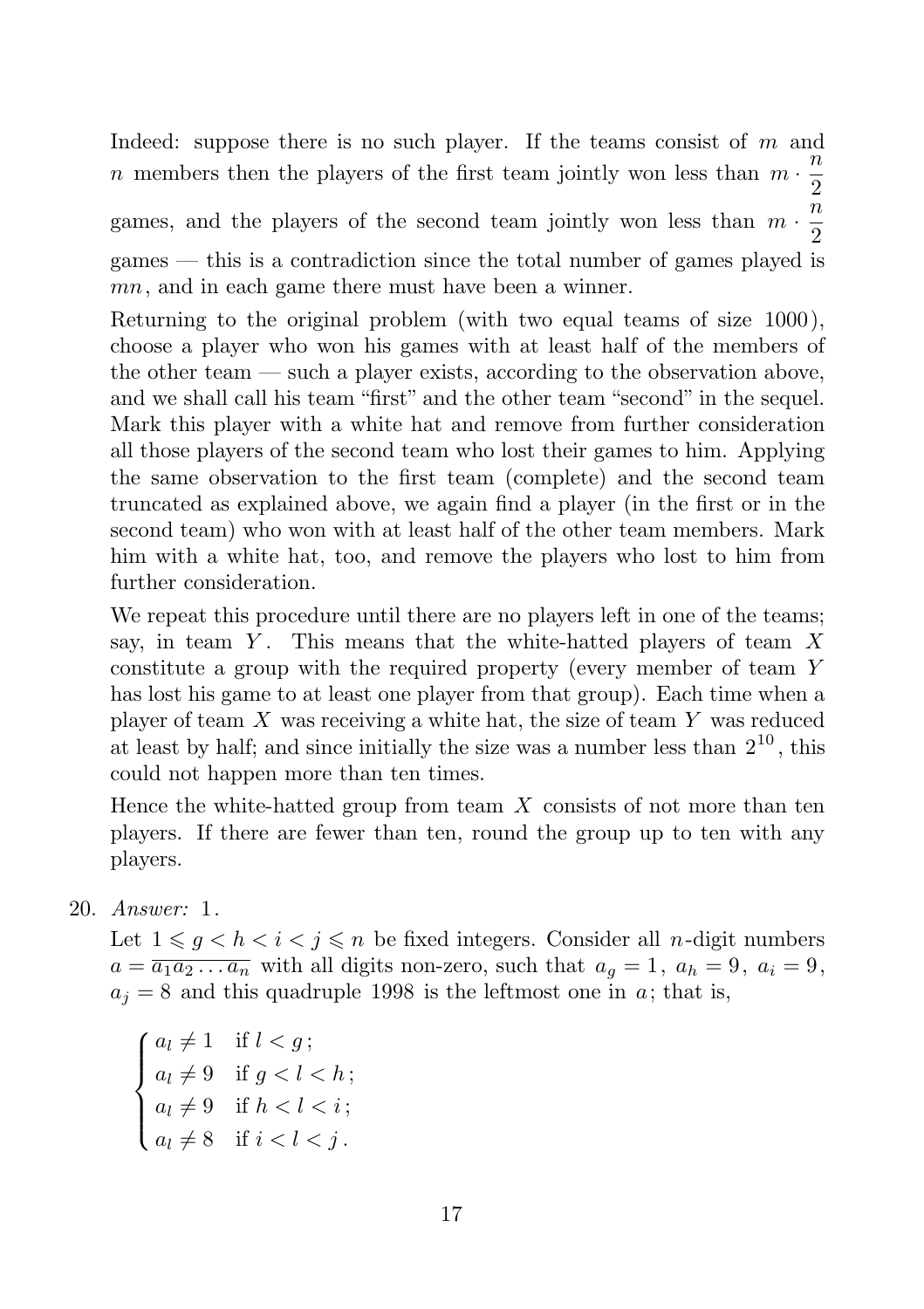Indeed: suppose there is no such player. If the teams consist of $m$ and $n$ members then the players of the first team jointly won less than $m \cdot \dfrac{n}{2}$ games, and the players of the second team jointly won less than $m \cdot \dfrac{n}{2}$ games — this is a contradiction since the total number of games played is $mn$, and in each game there must have been a winner.

Returning to the original problem (with two equal teams of size 1000), choose a player who won his games with at least half of the members of the other team — such a player exists, according to the observation above, and we shall call his team "first" and the other team "second" in the sequel. Mark this player with a white hat and remove from further consideration all those players of the second team who lost their games to him. Applying the same observation to the first team (complete) and the second team truncated as explained above, we again find a player (in the first or in the second team) who won with at least half of the other team members. Mark him with a white hat, too, and remove the players who lost to him from further consideration.

We repeat this procedure until there are no players left in one of the teams; say, in team $Y$. This means that the white-hatted players of team $X$ constitute a group with the required property (every member of team $Y$ has lost his game to at least one player from that group). Each time when a player of team $X$ was receiving a white hat, the size of team $Y$ was reduced at least by half; and since initially the size was a number less than $2^{10}$, this could not happen more than ten times.

Hence the white-hatted group from team $X$ consists of not more than ten players. If there are fewer than ten, round the group up to ten with any players.

20. *Answer:* 1.

Let $1 \leqslant g < h < i < j \leqslant n$ be fixed integers. Consider all $n$-digit numbers $a = \overline{a_1 a_2 \ldots a_n}$ with all digits non-zero, such that $a_g = 1$, $a_h = 9$, $a_i = 9$, $a_j = 8$ and this quadruple 1998 is the leftmost one in $a$; that is,

$$\begin{cases} a_l \neq 1 & \text{if } l < g\,; \\ a_l \neq 9 & \text{if } g < l < h\,; \\ a_l \neq 9 & \text{if } h < l < i\,; \\ a_l \neq 8 & \text{if } i < l < j\,. \end{cases}$$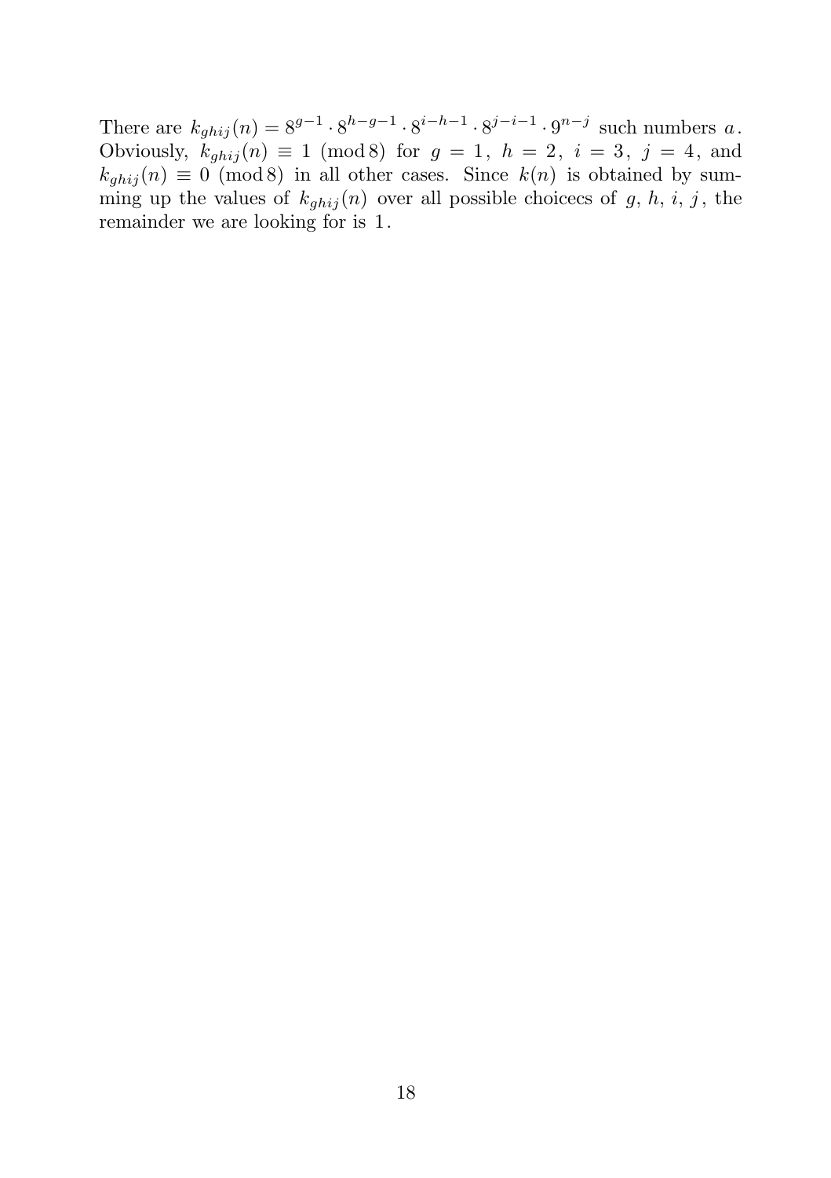There are $k_{ghij}(n) = 8^{g-1} \cdot 8^{h-g-1} \cdot 8^{i-h-1} \cdot 8^{j-i-1} \cdot 9^{n-j}$ such numbers $a$. Obviously, $k_{ghij}(n) \equiv 1 \pmod 8$ for $g = 1,\ h = 2,\ i = 3,\ j = 4$, and $k_{ghij}(n) \equiv 0 \pmod 8$ in all other cases. Since $k(n)$ is obtained by summing up the values of $k_{ghij}(n)$ over all possible choicecs of $g$, $h$, $i$, $j$, the remainder we are looking for is $1$.